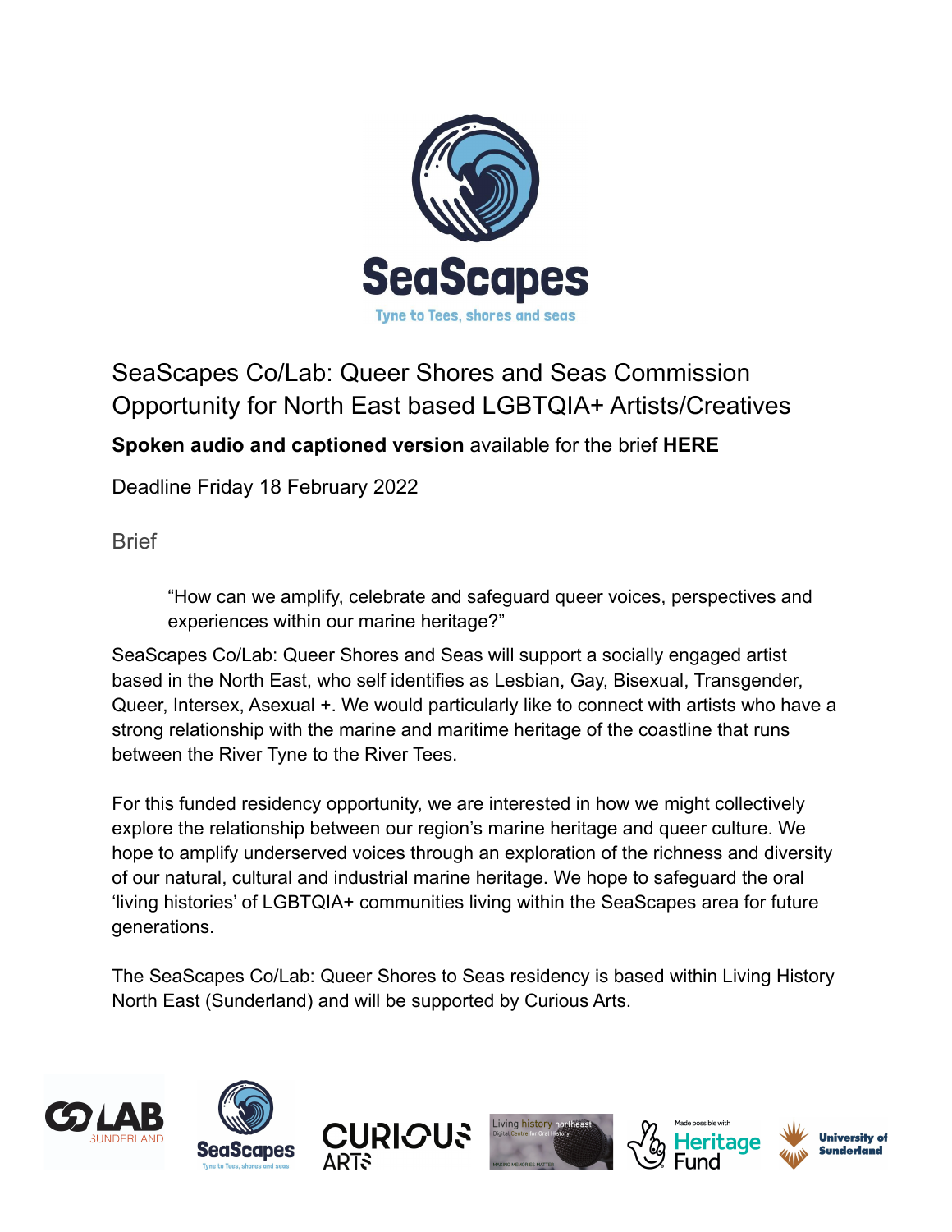# SeaScapes Co/Lab: Queer Shores and Seas Commission Opportunity for North East based LGBTQIA+ Artists/Creatives

**Spoken audio and captioned version** available for the brief **HERE**

Deadline Friday 18 February 2022

## Brief

> "How can we amplify, celebrate and safeguard queer voices, perspectives and experiences within our marine heritage?"

SeaScapes Co/Lab: Queer Shores and Seas will support a socially engaged artist based in the North East, who self identifies as Lesbian, Gay, Bisexual, Transgender, Queer, Intersex, Asexual +. We would particularly like to connect with artists who have a strong relationship with the marine and maritime heritage of the coastline that runs between the River Tyne to the River Tees.

For this funded residency opportunity, we are interested in how we might collectively explore the relationship between our region's marine heritage and queer culture. We hope to amplify underserved voices through an exploration of the richness and diversity of our natural, cultural and industrial marine heritage. We hope to safeguard the oral 'living histories' of LGBTQIA+ communities living within the SeaScapes area for future generations.

The SeaScapes Co/Lab: Queer Shores to Seas residency is based within Living History North East (Sunderland) and will be supported by Curious Arts.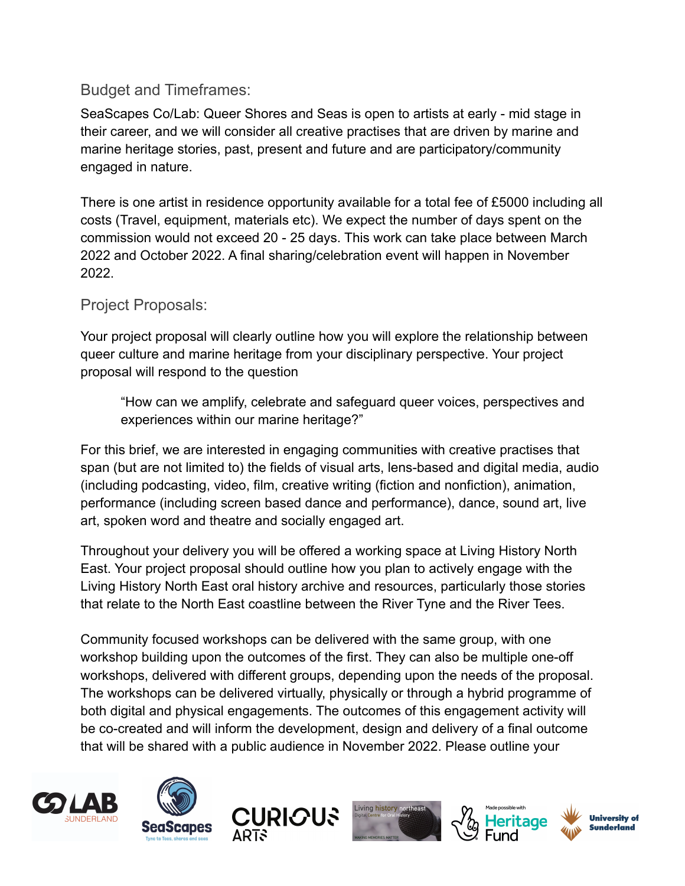## Budget and Timeframes:

SeaScapes Co/Lab: Queer Shores and Seas is open to artists at early - mid stage in their career, and we will consider all creative practises that are driven by marine and marine heritage stories, past, present and future and are participatory/community engaged in nature.

There is one artist in residence opportunity available for a total fee of £5000 including all costs (Travel, equipment, materials etc). We expect the number of days spent on the commission would not exceed 20 - 25 days. This work can take place between March 2022 and October 2022. A final sharing/celebration event will happen in November 2022.

## Project Proposals:

Your project proposal will clearly outline how you will explore the relationship between queer culture and marine heritage from your disciplinary perspective. Your project proposal will respond to the question

> "How can we amplify, celebrate and safeguard queer voices, perspectives and experiences within our marine heritage?"

For this brief, we are interested in engaging communities with creative practises that span (but are not limited to) the fields of visual arts, lens-based and digital media, audio (including podcasting, video, film, creative writing (fiction and nonfiction), animation, performance (including screen based dance and performance), dance, sound art, live art, spoken word and theatre and socially engaged art.

Throughout your delivery you will be offered a working space at Living History North East. Your project proposal should outline how you plan to actively engage with the Living History North East oral history archive and resources, particularly those stories that relate to the North East coastline between the River Tyne and the River Tees.

Community focused workshops can be delivered with the same group, with one workshop building upon the outcomes of the first. They can also be multiple one-off workshops, delivered with different groups, depending upon the needs of the proposal. The workshops can be delivered virtually, physically or through a hybrid programme of both digital and physical engagements. The outcomes of this engagement activity will be co-created and will inform the development, design and delivery of a final outcome that will be shared with a public audience in November 2022. Please outline your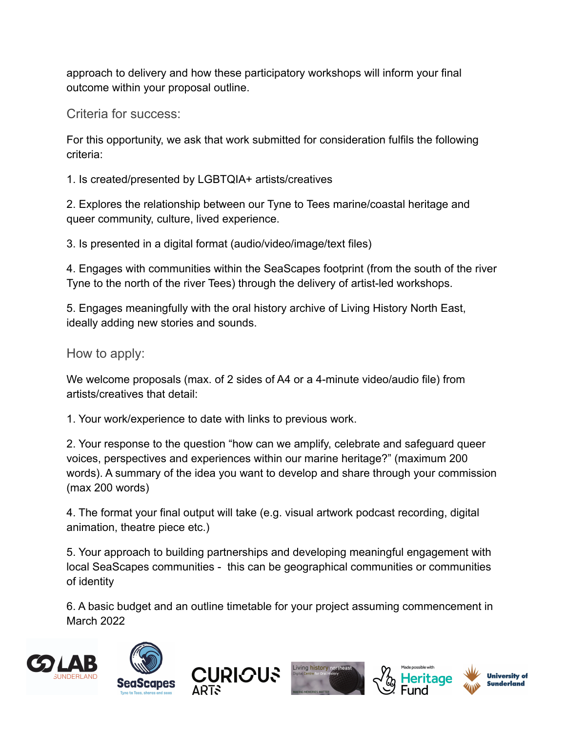approach to delivery and how these participatory workshops will inform your final outcome within your proposal outline.

## Criteria for success:

For this opportunity, we ask that work submitted for consideration fulfils the following criteria:

1. Is created/presented by LGBTQIA+ artists/creatives

2. Explores the relationship between our Tyne to Tees marine/coastal heritage and queer community, culture, lived experience.

3. Is presented in a digital format (audio/video/image/text files)

4. Engages with communities within the SeaScapes footprint (from the south of the river Tyne to the north of the river Tees) through the delivery of artist-led workshops.

5. Engages meaningfully with the oral history archive of Living History North East, ideally adding new stories and sounds.

## How to apply:

We welcome proposals (max. of 2 sides of A4 or a 4-minute video/audio file) from artists/creatives that detail:

1. Your work/experience to date with links to previous work.

2. Your response to the question "how can we amplify, celebrate and safeguard queer voices, perspectives and experiences within our marine heritage?" (maximum 200 words). A summary of the idea you want to develop and share through your commission (max 200 words)

4. The format your final output will take (e.g. visual artwork podcast recording, digital animation, theatre piece etc.)

5. Your approach to building partnerships and developing meaningful engagement with local SeaScapes communities - this can be geographical communities or communities of identity

6. A basic budget and an outline timetable for your project assuming commencement in March 2022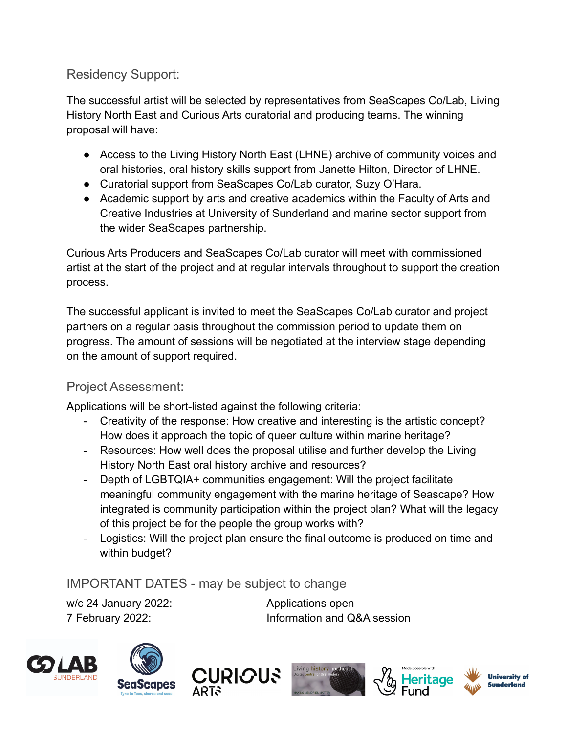## Residency Support:

The successful artist will be selected by representatives from SeaScapes Co/Lab, Living History North East and Curious Arts curatorial and producing teams. The winning proposal will have:

- Access to the Living History North East (LHNE) archive of community voices and oral histories, oral history skills support from Janette Hilton, Director of LHNE.
- Curatorial support from SeaScapes Co/Lab curator, Suzy O'Hara.
- Academic support by arts and creative academics within the Faculty of Arts and Creative Industries at University of Sunderland and marine sector support from the wider SeaScapes partnership.

Curious Arts Producers and SeaScapes Co/Lab curator will meet with commissioned artist at the start of the project and at regular intervals throughout to support the creation process.

The successful applicant is invited to meet the SeaScapes Co/Lab curator and project partners on a regular basis throughout the commission period to update them on progress. The amount of sessions will be negotiated at the interview stage depending on the amount of support required.

## Project Assessment:

Applications will be short-listed against the following criteria:

- Creativity of the response: How creative and interesting is the artistic concept? How does it approach the topic of queer culture within marine heritage?
- Resources: How well does the proposal utilise and further develop the Living History North East oral history archive and resources?
- Depth of LGBTQIA+ communities engagement: Will the project facilitate meaningful community engagement with the marine heritage of Seascape? How integrated is community participation within the project plan? What will the legacy of this project be for the people the group works with?
- Logistics: Will the project plan ensure the final outcome is produced on time and within budget?

## IMPORTANT DATES - may be subject to change

| | |
|---|---|
| w/c 24 January 2022: | Applications open |
| 7 February 2022: | Information and Q&A session |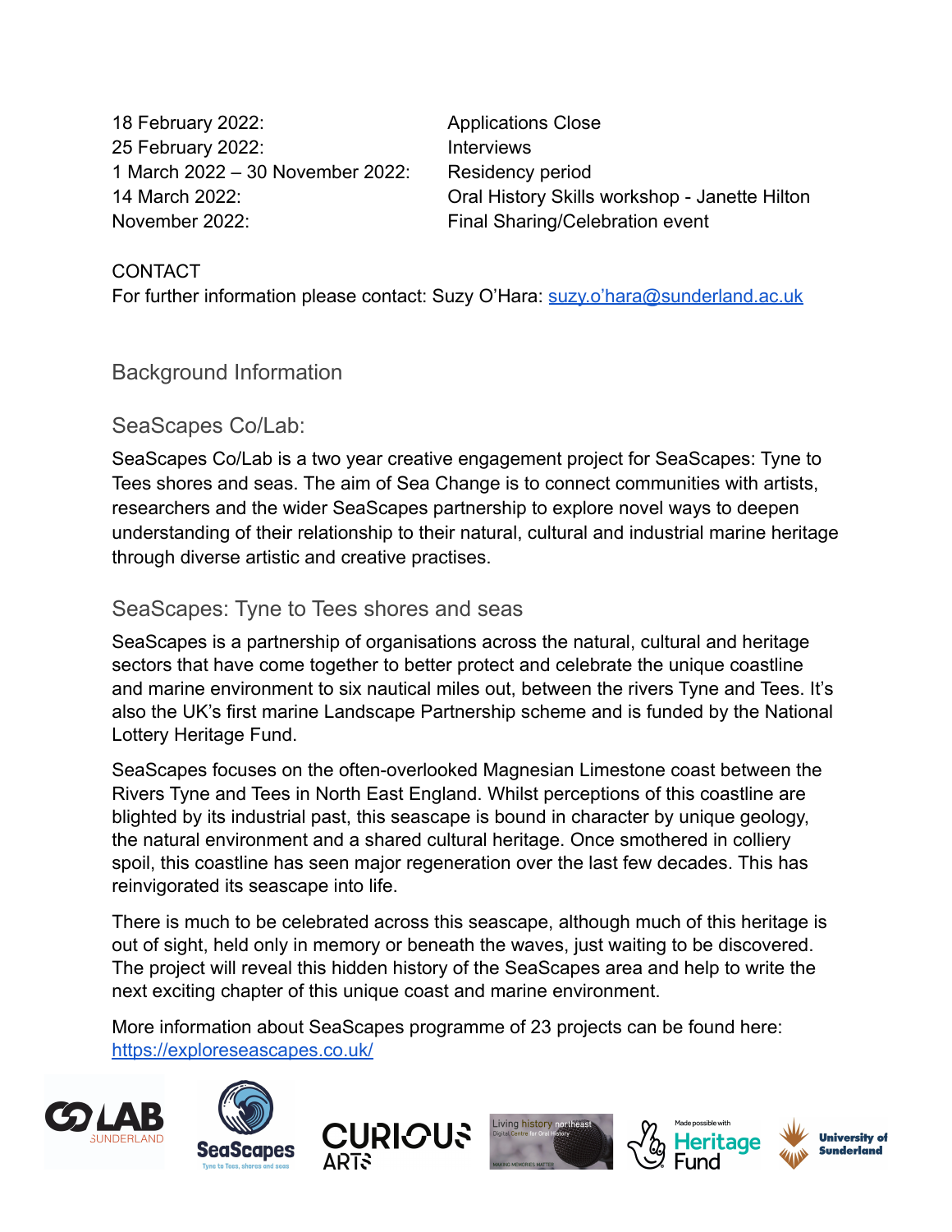| | |
|---|---|
| 18 February 2022: | Applications Close |
| 25 February 2022: | Interviews |
| 1 March 2022 – 30 November 2022: | Residency period |
| 14 March 2022: | Oral History Skills workshop - Janette Hilton |
| November 2022: | Final Sharing/Celebration event |

CONTACT

For further information please contact: Suzy O'Hara: [suzy.o'hara@sunderland.ac.uk](mailto:suzy.o'hara@sunderland.ac.uk)

## Background Information

### SeaScapes Co/Lab:

SeaScapes Co/Lab is a two year creative engagement project for SeaScapes: Tyne to Tees shores and seas. The aim of Sea Change is to connect communities with artists, researchers and the wider SeaScapes partnership to explore novel ways to deepen understanding of their relationship to their natural, cultural and industrial marine heritage through diverse artistic and creative practises.

### SeaScapes: Tyne to Tees shores and seas

SeaScapes is a partnership of organisations across the natural, cultural and heritage sectors that have come together to better protect and celebrate the unique coastline and marine environment to six nautical miles out, between the rivers Tyne and Tees. It's also the UK's first marine Landscape Partnership scheme and is funded by the National Lottery Heritage Fund.

SeaScapes focuses on the often-overlooked Magnesian Limestone coast between the Rivers Tyne and Tees in North East England. Whilst perceptions of this coastline are blighted by its industrial past, this seascape is bound in character by unique geology, the natural environment and a shared cultural heritage. Once smothered in colliery spoil, this coastline has seen major regeneration over the last few decades. This has reinvigorated its seascape into life.

There is much to be celebrated across this seascape, although much of this heritage is out of sight, held only in memory or beneath the waves, just waiting to be discovered. The project will reveal this hidden history of the SeaScapes area and help to write the next exciting chapter of this unique coast and marine environment.

More information about SeaScapes programme of 23 projects can be found here: [https://exploreseascapes.co.uk/](https://exploreseascapes.co.uk/)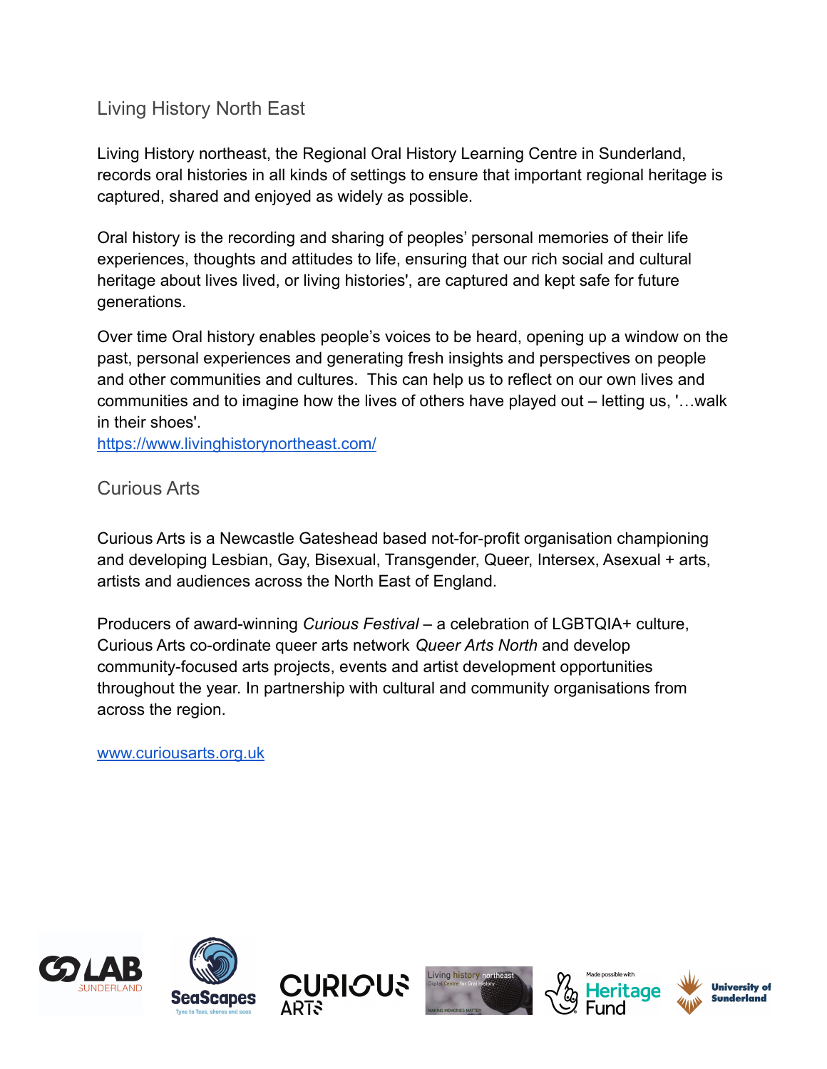## Living History North East

Living History northeast, the Regional Oral History Learning Centre in Sunderland, records oral histories in all kinds of settings to ensure that important regional heritage is captured, shared and enjoyed as widely as possible.

Oral history is the recording and sharing of peoples' personal memories of their life experiences, thoughts and attitudes to life, ensuring that our rich social and cultural heritage about lives lived, or living histories', are captured and kept safe for future generations.

Over time Oral history enables people's voices to be heard, opening up a window on the past, personal experiences and generating fresh insights and perspectives on people and other communities and cultures. This can help us to reflect on our own lives and communities and to imagine how the lives of others have played out – letting us, '…walk in their shoes'.
https://www.livinghistorynortheast.com/

## Curious Arts

Curious Arts is a Newcastle Gateshead based not-for-profit organisation championing and developing Lesbian, Gay, Bisexual, Transgender, Queer, Intersex, Asexual + arts, artists and audiences across the North East of England.

Producers of award-winning *Curious Festival* – a celebration of LGBTQIA+ culture, Curious Arts co-ordinate queer arts network *Queer Arts North* and develop community-focused arts projects, events and artist development opportunities throughout the year. In partnership with cultural and community organisations from across the region.

www.curiousarts.org.uk